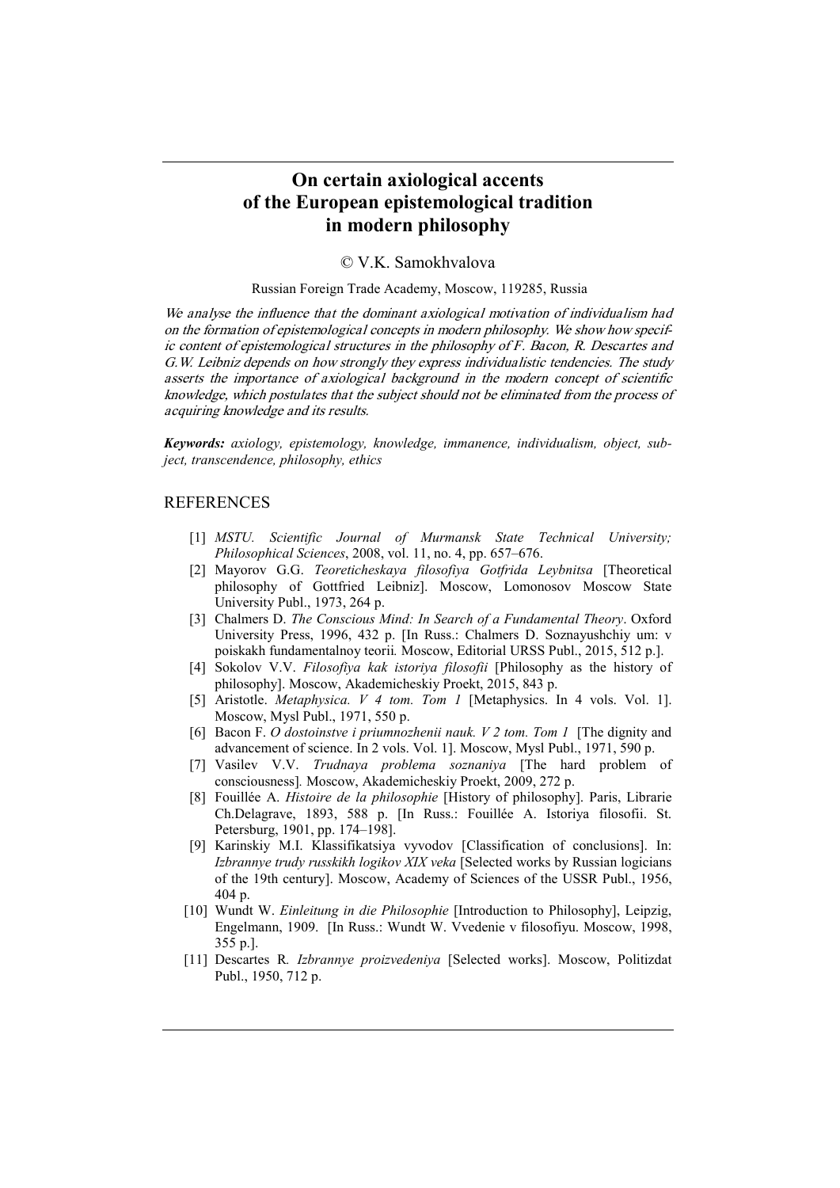# On certain axiological accents of the European epistemological tradition in modern philosophy

© V.K. Samokhvalova

Russian Foreign Trade Academy, Moscow, 119285, Russia

*We analyse the influence that the dominant axiological motivation of individualism had on the formation of epistemological concepts in modern philosophy. We show how specific content of epistemological structures in the philosophy of F. Bacon, R. Descartes and G.W. Leibniz depends on how strongly they express individualistic tendencies. The study asserts the importance of axiological background in the modern concept of scientific knowledge, which postulates that the subject should not be eliminated from the process of acquiring knowledge and its results.*

***Keywords:*** *axiology, epistemology, knowledge, immanence, individualism, object, subject, transcendence, philosophy, ethics*

## REFERENCES

[1] *MSTU. Scientific Journal of Murmansk State Technical University; Philosophical Sciences*, 2008, vol. 11, no. 4, pp. 657–676.

[2] Mayorov G.G. *Teoreticheskaya filosofiya Gotfrida Leybnitsa* [Theoretical philosophy of Gottfried Leibniz]. Moscow, Lomonosov Moscow State University Publ., 1973, 264 p.

[3] Chalmers D. *The Conscious Mind: In Search of a Fundamental Theory*. Oxford University Press, 1996, 432 p. [In Russ.: Chalmers D. Soznayushchiy um: v poiskakh fundamentalnoy teorii*.* Moscow, Editorial URSS Publ., 2015, 512 p.].

[4] Sokolov V.V. *Filosofiya kak istoriya filosofii* [Philosophy as the history of philosophy]. Moscow, Akademicheskiy Proekt, 2015, 843 p.

[5] Aristotle. *Metaphysica. V 4 tom. Tom 1* [Metaphysics. In 4 vols. Vol. 1]. Moscow, Mysl Publ., 1971, 550 p.

[6] Bacon F. *O dostoinstve i priumnozhenii nauk. V 2 tom. Tom 1* [The dignity and advancement of science. In 2 vols. Vol. 1]. Moscow, Mysl Publ., 1971, 590 p.

[7] Vasilev V.V. *Trudnaya problema soznaniya* [The hard problem of consciousness]*.* Moscow, Akademicheskiy Proekt, 2009, 272 p.

[8] Fouillée A. *Histoire de la philosophie* [History of philosophy]. Paris, Librarie Ch.Delagrave, 1893, 588 p. [In Russ.: Fouillée A. Istoriya filosofii. St. Petersburg, 1901, pp. 174–198].

[9] Karinskiy M.I. Klassifikatsiya vyvodov [Classification of conclusions]. In: *Izbrannye trudy russkikh logikov XIX veka* [Selected works by Russian logicians of the 19th century]. Moscow, Academy of Sciences of the USSR Publ., 1956, 404 p.

[10] Wundt W. *Einleitung in die Philosophie* [Introduction to Philosophy], Leipzig, Engelmann, 1909. [In Russ.: Wundt W. Vvedenie v filosofiyu. Moscow, 1998, 355 p.].

[11] Descartes R*. Izbrannye proizvedeniya* [Selected works]. Moscow, Politizdat Publ., 1950, 712 p.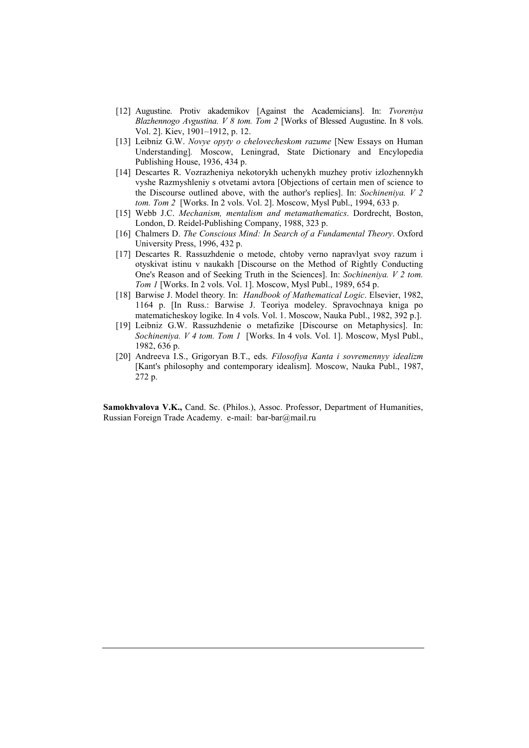[12] Augustine. Protiv akademikov [Against the Academicians]. In: *Tvoreniya Blazhennogo Avgustina. V 8 tom. Tom 2* [Works of Blessed Augustine. In 8 vols. Vol. 2]. Kiev, 1901–1912, p. 12.

[13] Leibniz G.W. *Novye opyty o chelovecheskom razume* [New Essays on Human Understanding]. Moscow, Leningrad, State Dictionary and Encylopedia Publishing House, 1936, 434 p.

[14] Descartes R. Vozrazheniya nekotorykh uchenykh muzhey protiv izlozhennykh vyshe Razmyshleniy s otvetami avtora [Objections of certain men of science to the Discourse outlined above, with the author's replies]. In: *Sochineniya. V 2 tom. Tom 2* [Works. In 2 vols. Vol. 2]. Moscow, Mysl Publ., 1994, 633 p.

[15] Webb J.C. *Mechanism, mentalism and metamathematics*. Dordrecht, Boston, London, D. Reidel-Publishing Company, 1988, 323 p.

[16] Chalmers D. *The Conscious Mind: In Search of a Fundamental Theory*. Oxford University Press, 1996, 432 p.

[17] Descartes R. Rassuzhdenie o metode, chtoby verno napravlyat svoy razum i otyskivat istinu v naukakh [Discourse on the Method of Rightly Conducting One's Reason and of Seeking Truth in the Sciences]. In: *Sochineniya. V 2 tom. Tom 1* [Works. In 2 vols. Vol. 1]. Moscow, Mysl Publ., 1989, 654 p.

[18] Barwise J. Model theory. In: *Handbook of Mathematical Logic*. Elsevier, 1982, 1164 p. [In Russ.: Barwise J. Teoriya modeley. Spravochnaya kniga po matematicheskoy logike. In 4 vols. Vol. 1. Moscow, Nauka Publ., 1982, 392 p.].

[19] Leibniz G.W. Rassuzhdenie o metafizike [Discourse on Metaphysics]. In: *Sochineniya. V 4 tom. Tom 1* [Works. In 4 vols. Vol. 1]. Moscow, Mysl Publ., 1982, 636 p.

[20] Andreeva I.S., Grigoryan B.T., eds. *Filosofiya Kanta i sovremennyy idealizm* [Kant's philosophy and contemporary idealism]. Moscow, Nauka Publ., 1987, 272 p.

**Samokhvalova V.K.,** Cand. Sc. (Philos.), Assoc. Professor, Department of Humanities, Russian Foreign Trade Academy. e-mail: bar-bar@mail.ru